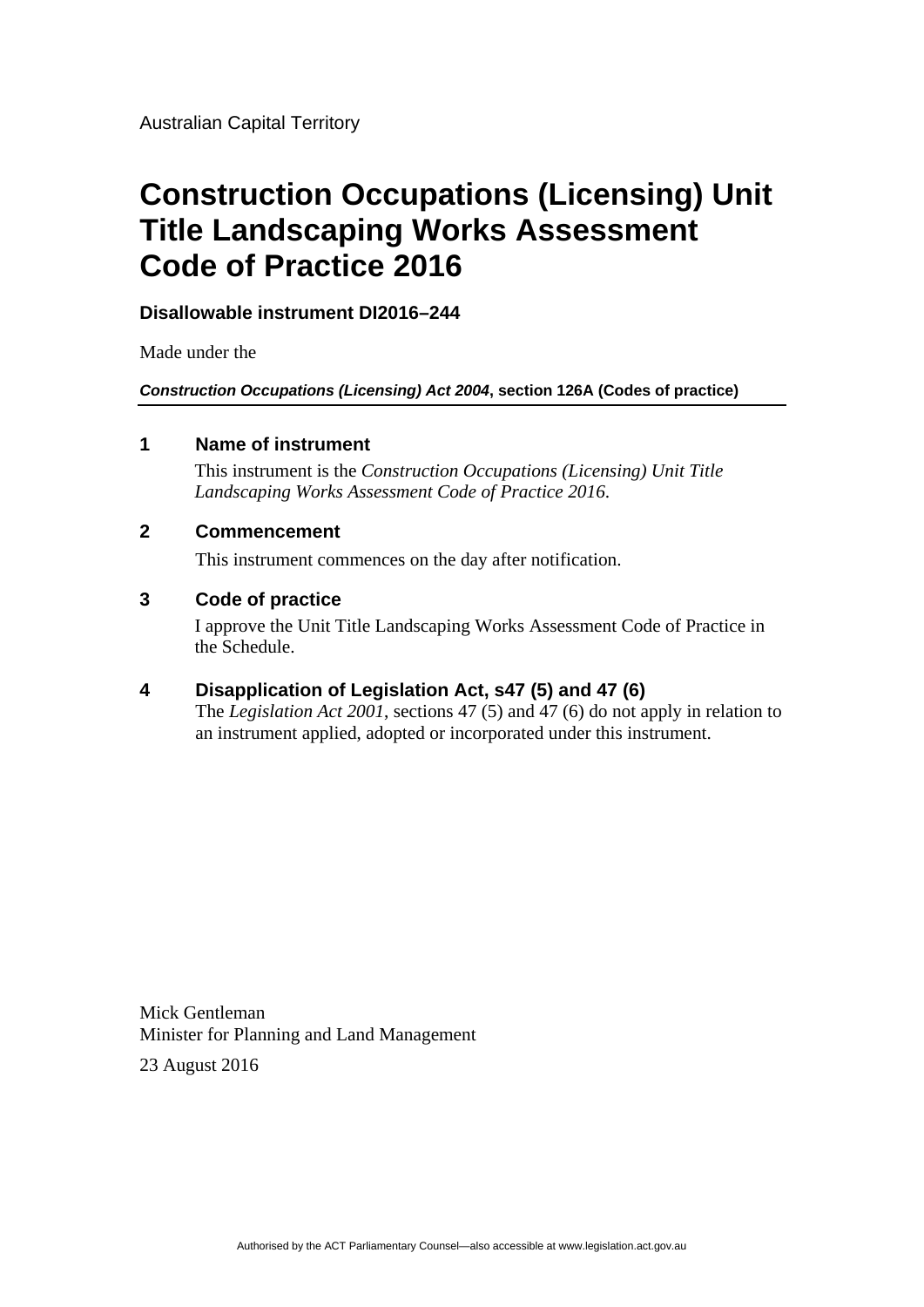Australian Capital Territory

# Construction Occupations (Licensing) Unit Title Landscaping Works Assessment Code of Practice 2016

**Disallowable instrument DI2016–244**

Made under the

***Construction Occupations (Licensing) Act 2004*, section 126A (Codes of practice)**

## 1 Name of instrument

This instrument is the *Construction Occupations (Licensing) Unit Title Landscaping Works Assessment Code of Practice 2016*.

## 2 Commencement

This instrument commences on the day after notification.

## 3 Code of practice

I approve the Unit Title Landscaping Works Assessment Code of Practice in the Schedule.

## 4 Disapplication of Legislation Act, s47 (5) and 47 (6)

The *Legislation Act 2001*, sections 47 (5) and 47 (6) do not apply in relation to an instrument applied, adopted or incorporated under this instrument.

Mick Gentleman
Minister for Planning and Land Management

23 August 2016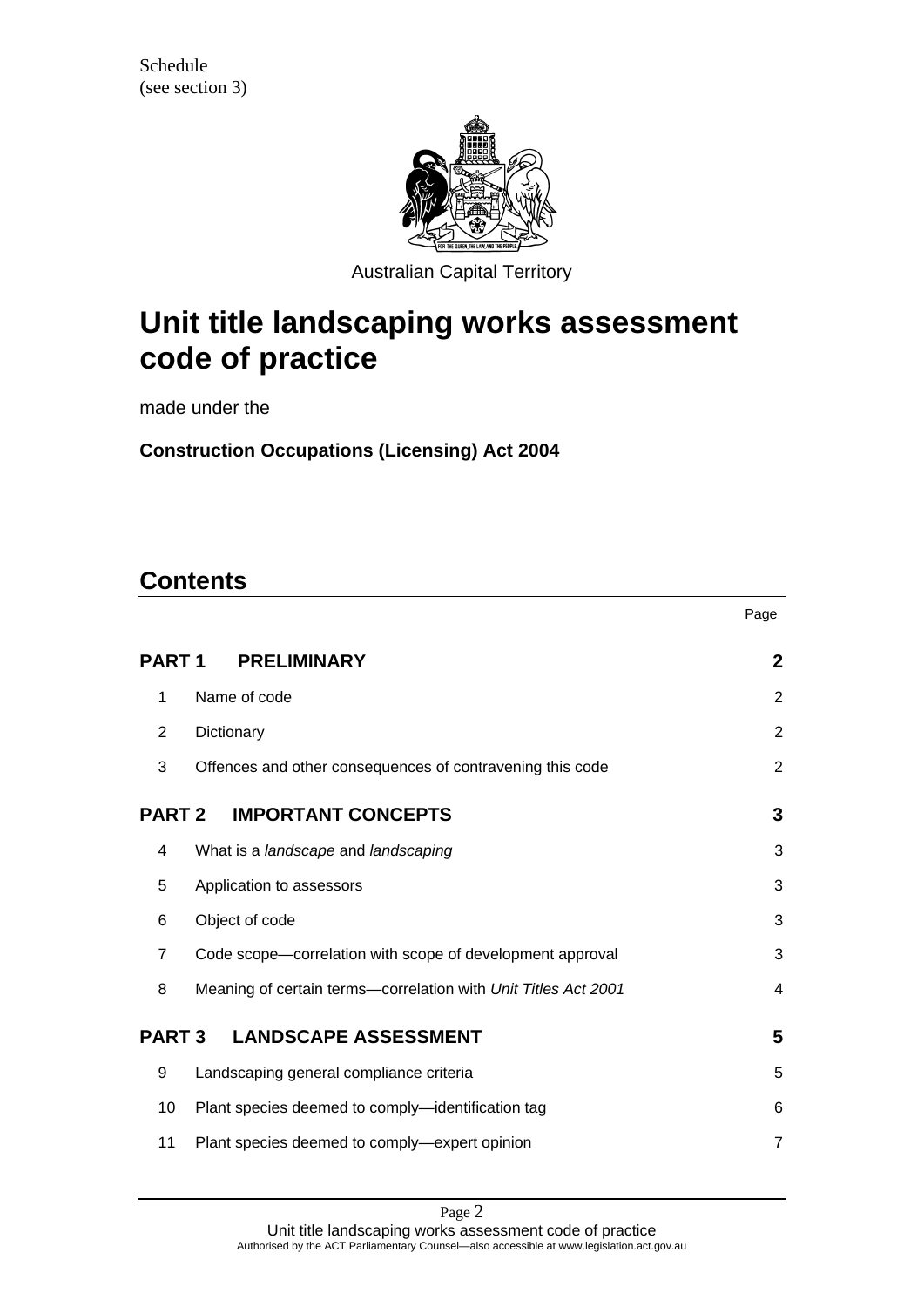Schedule
(see section 3)

Australian Capital Territory

# Unit title landscaping works assessment code of practice

made under the

**Construction Occupations (Licensing) Act 2004**

## Contents

| | | Page |
|---|---|---|
| **PART 1** | **PRELIMINARY** | **2** |
| 1 | Name of code | 2 |
| 2 | Dictionary | 2 |
| 3 | Offences and other consequences of contravening this code | 2 |
| **PART 2** | **IMPORTANT CONCEPTS** | **3** |
| 4 | What is a *landscape* and *landscaping* | 3 |
| 5 | Application to assessors | 3 |
| 6 | Object of code | 3 |
| 7 | Code scope—correlation with scope of development approval | 3 |
| 8 | Meaning of certain terms—correlation with *Unit Titles Act 2001* | 4 |
| **PART 3** | **LANDSCAPE ASSESSMENT** | **5** |
| 9 | Landscaping general compliance criteria | 5 |
| 10 | Plant species deemed to comply—identification tag | 6 |
| 11 | Plant species deemed to comply—expert opinion | 7 |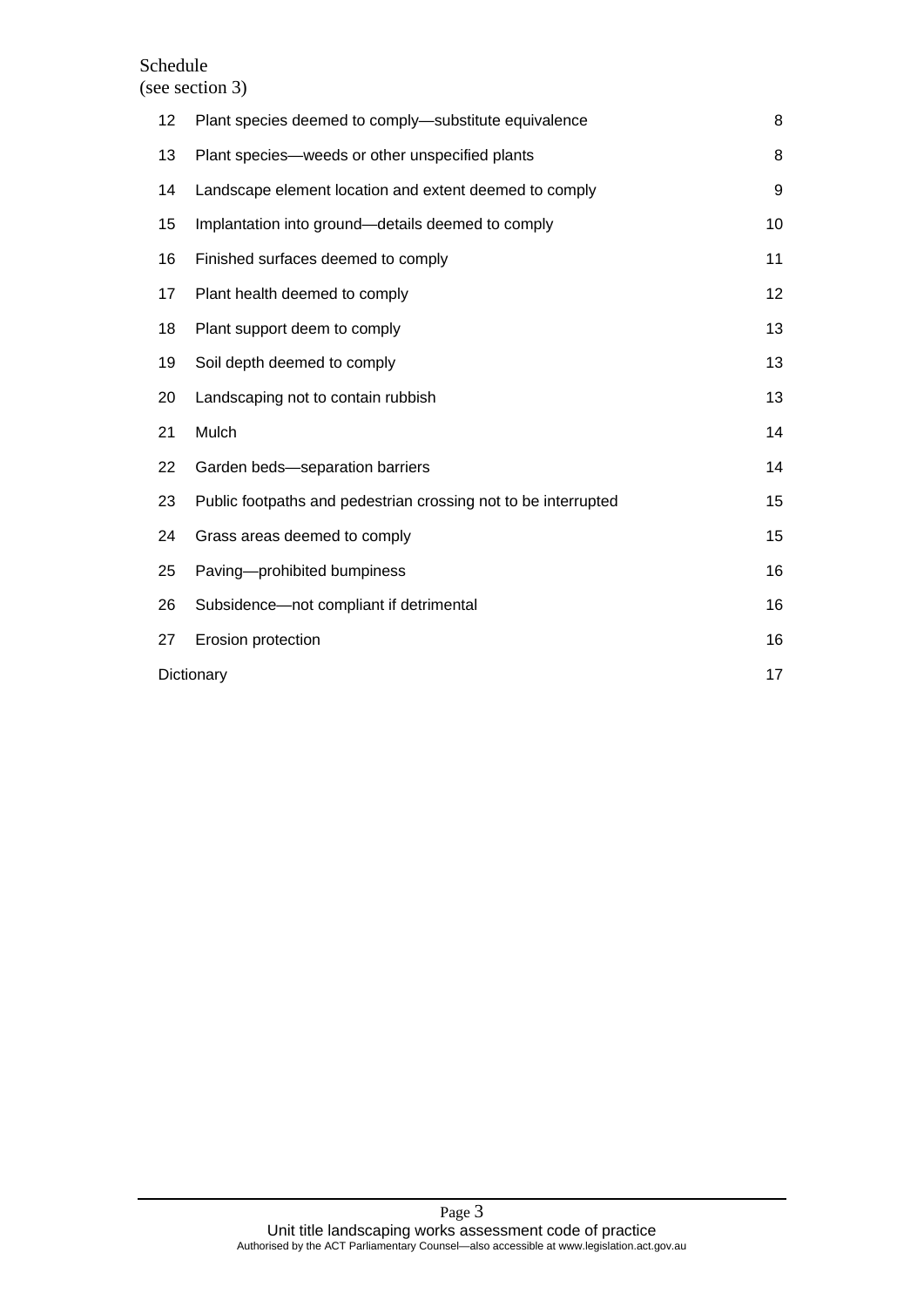Schedule
(see section 3)

| | | |
|---|---|---|
| 12 | Plant species deemed to comply—substitute equivalence | 8 |
| 13 | Plant species—weeds or other unspecified plants | 8 |
| 14 | Landscape element location and extent deemed to comply | 9 |
| 15 | Implantation into ground—details deemed to comply | 10 |
| 16 | Finished surfaces deemed to comply | 11 |
| 17 | Plant health deemed to comply | 12 |
| 18 | Plant support deem to comply | 13 |
| 19 | Soil depth deemed to comply | 13 |
| 20 | Landscaping not to contain rubbish | 13 |
| 21 | Mulch | 14 |
| 22 | Garden beds—separation barriers | 14 |
| 23 | Public footpaths and pedestrian crossing not to be interrupted | 15 |
| 24 | Grass areas deemed to comply | 15 |
| 25 | Paving—prohibited bumpiness | 16 |
| 26 | Subsidence—not compliant if detrimental | 16 |
| 27 | Erosion protection | 16 |
| Dictionary | | 17 |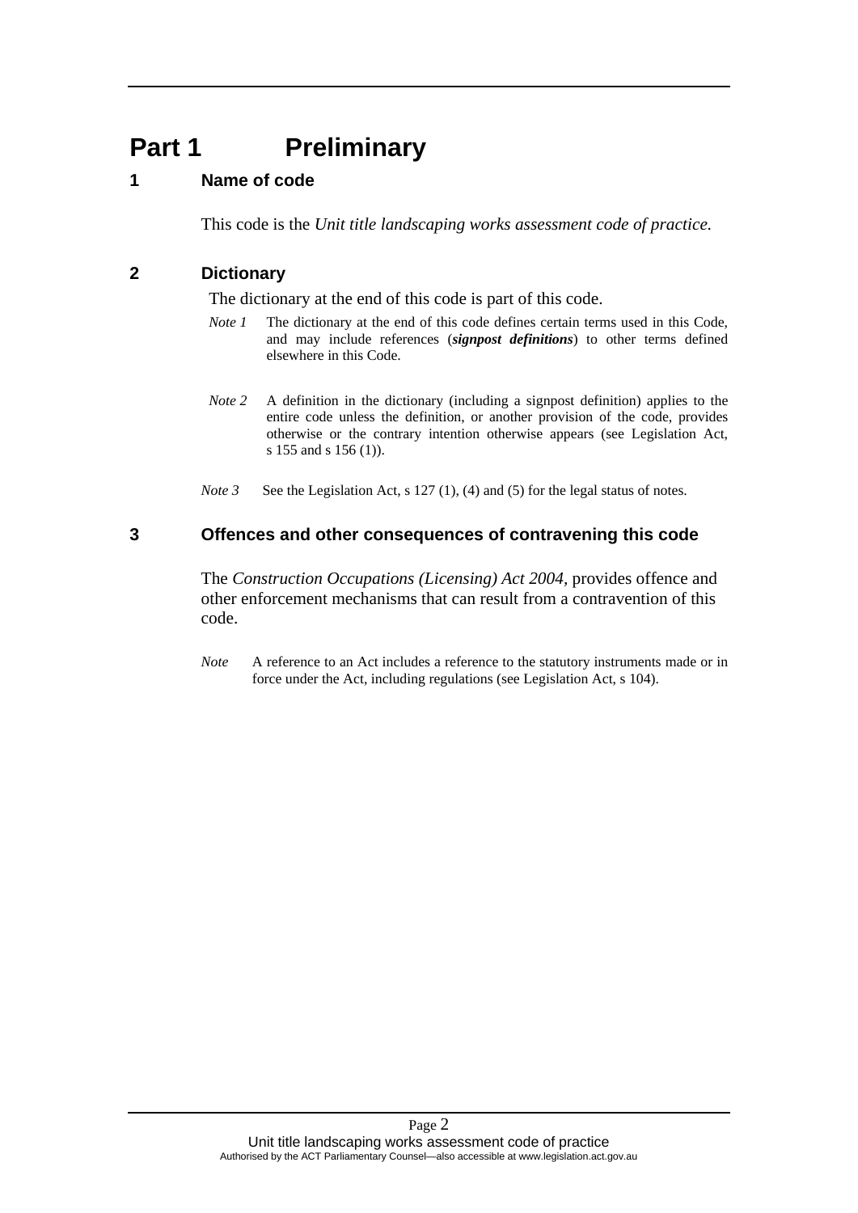# Part 1 Preliminary

## 1 Name of code

This code is the *Unit title landscaping works assessment code of practice.*

## 2 Dictionary

The dictionary at the end of this code is part of this code.

*Note 1* The dictionary at the end of this code defines certain terms used in this Code, and may include references (***signpost definitions***) to other terms defined elsewhere in this Code.

*Note 2* A definition in the dictionary (including a signpost definition) applies to the entire code unless the definition, or another provision of the code, provides otherwise or the contrary intention otherwise appears (see Legislation Act, s 155 and s 156 (1)).

*Note 3* See the Legislation Act, s 127 (1), (4) and (5) for the legal status of notes.

## 3 Offences and other consequences of contravening this code

The *Construction Occupations (Licensing) Act 2004,* provides offence and other enforcement mechanisms that can result from a contravention of this code.

*Note* A reference to an Act includes a reference to the statutory instruments made or in force under the Act, including regulations (see Legislation Act, s 104).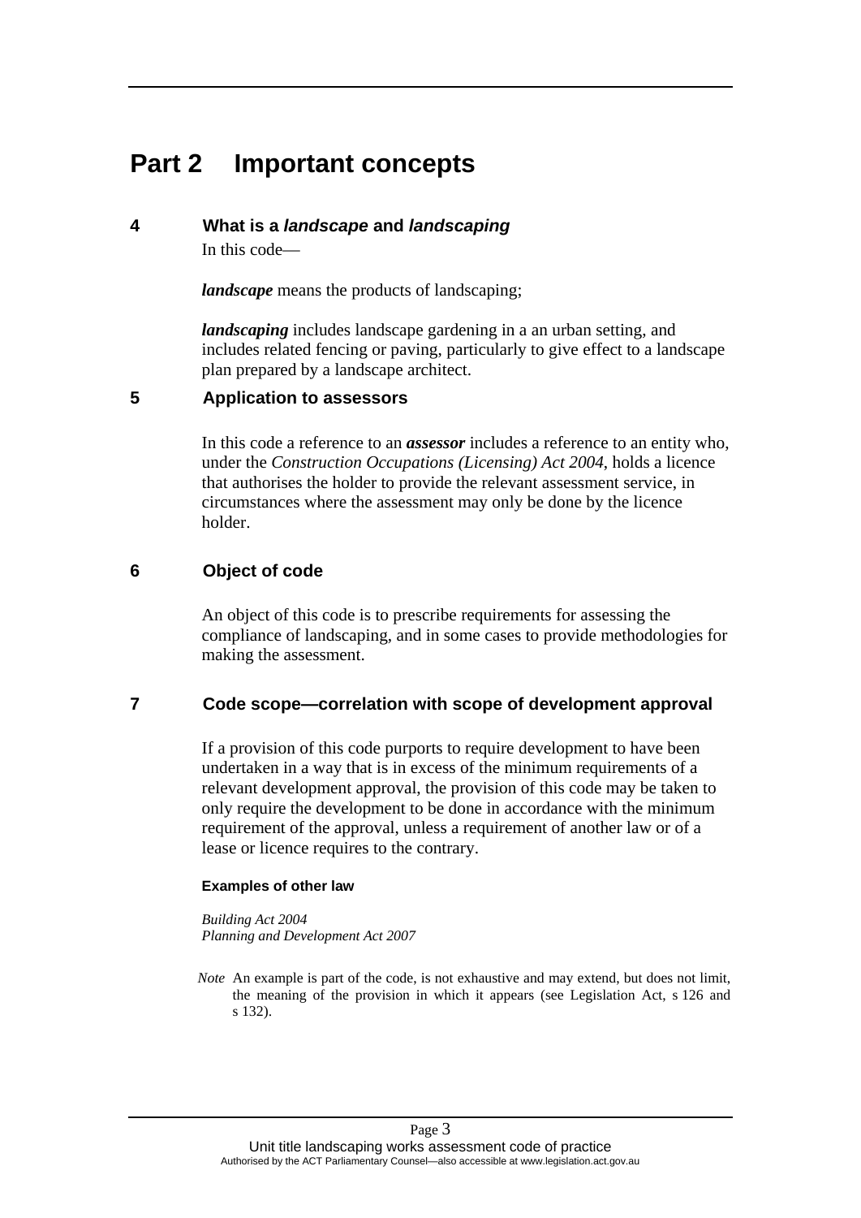# Part 2 Important concepts

### 4 What is a *landscape* and *landscaping*

In this code—

***landscape*** means the products of landscaping;

***landscaping*** includes landscape gardening in a an urban setting, and includes related fencing or paving, particularly to give effect to a landscape plan prepared by a landscape architect.

### 5 Application to assessors

In this code a reference to an ***assessor*** includes a reference to an entity who, under the *Construction Occupations (Licensing) Act 2004*, holds a licence that authorises the holder to provide the relevant assessment service, in circumstances where the assessment may only be done by the licence holder.

### 6 Object of code

An object of this code is to prescribe requirements for assessing the compliance of landscaping, and in some cases to provide methodologies for making the assessment.

### 7 Code scope—correlation with scope of development approval

If a provision of this code purports to require development to have been undertaken in a way that is in excess of the minimum requirements of a relevant development approval, the provision of this code may be taken to only require the development to be done in accordance with the minimum requirement of the approval, unless a requirement of another law or of a lease or licence requires to the contrary.

**Examples of other law**

*Building Act 2004*
*Planning and Development Act 2007*

*Note* An example is part of the code, is not exhaustive and may extend, but does not limit, the meaning of the provision in which it appears (see Legislation Act, s 126 and s 132).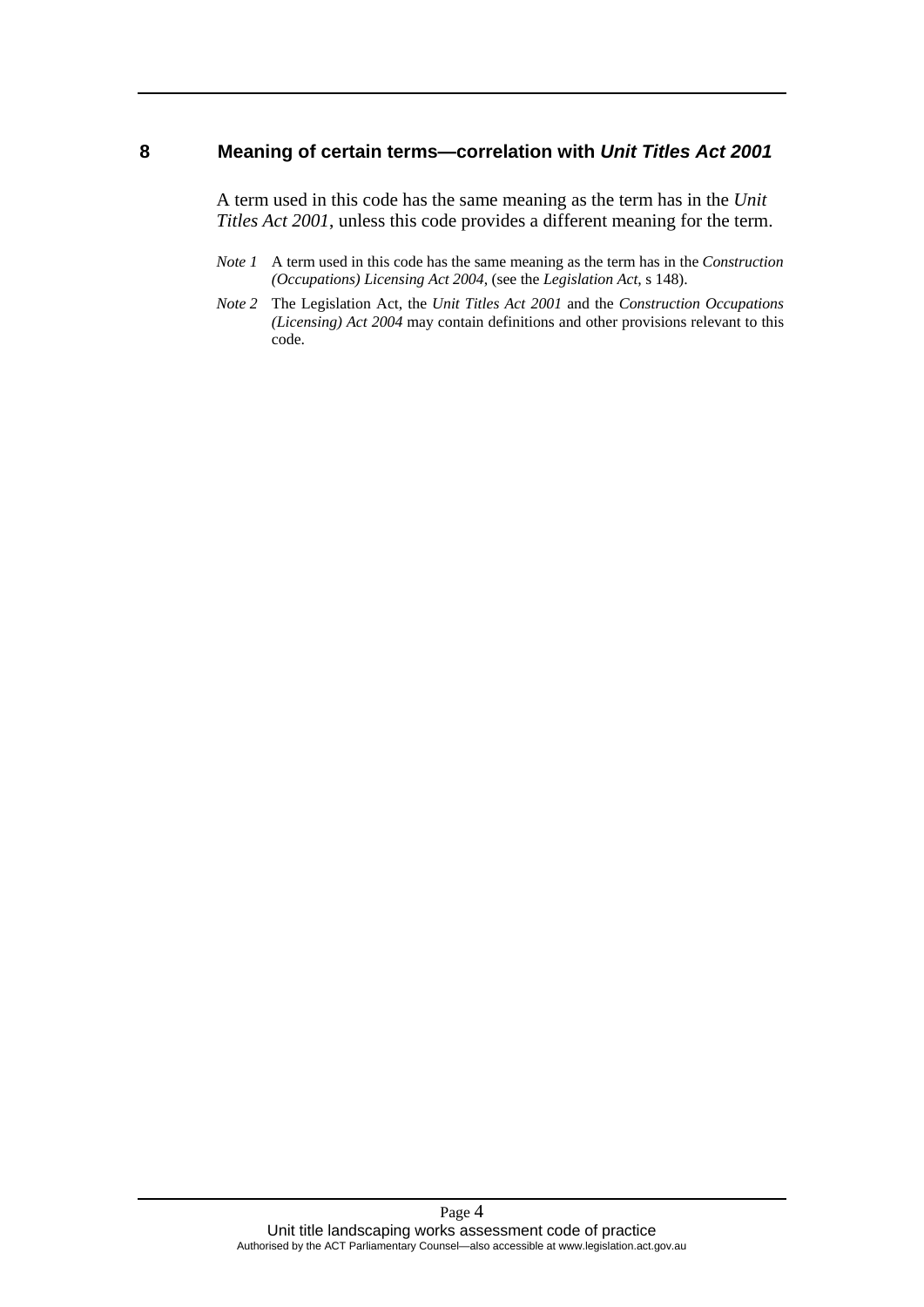## 8 Meaning of certain terms—correlation with *Unit Titles Act 2001*

A term used in this code has the same meaning as the term has in the *Unit Titles Act 2001*, unless this code provides a different meaning for the term.

*Note 1* A term used in this code has the same meaning as the term has in the *Construction (Occupations) Licensing Act 2004*, (see the *Legislation Act*, s 148).

*Note 2* The Legislation Act, the *Unit Titles Act 2001* and the *Construction Occupations (Licensing) Act 2004* may contain definitions and other provisions relevant to this code.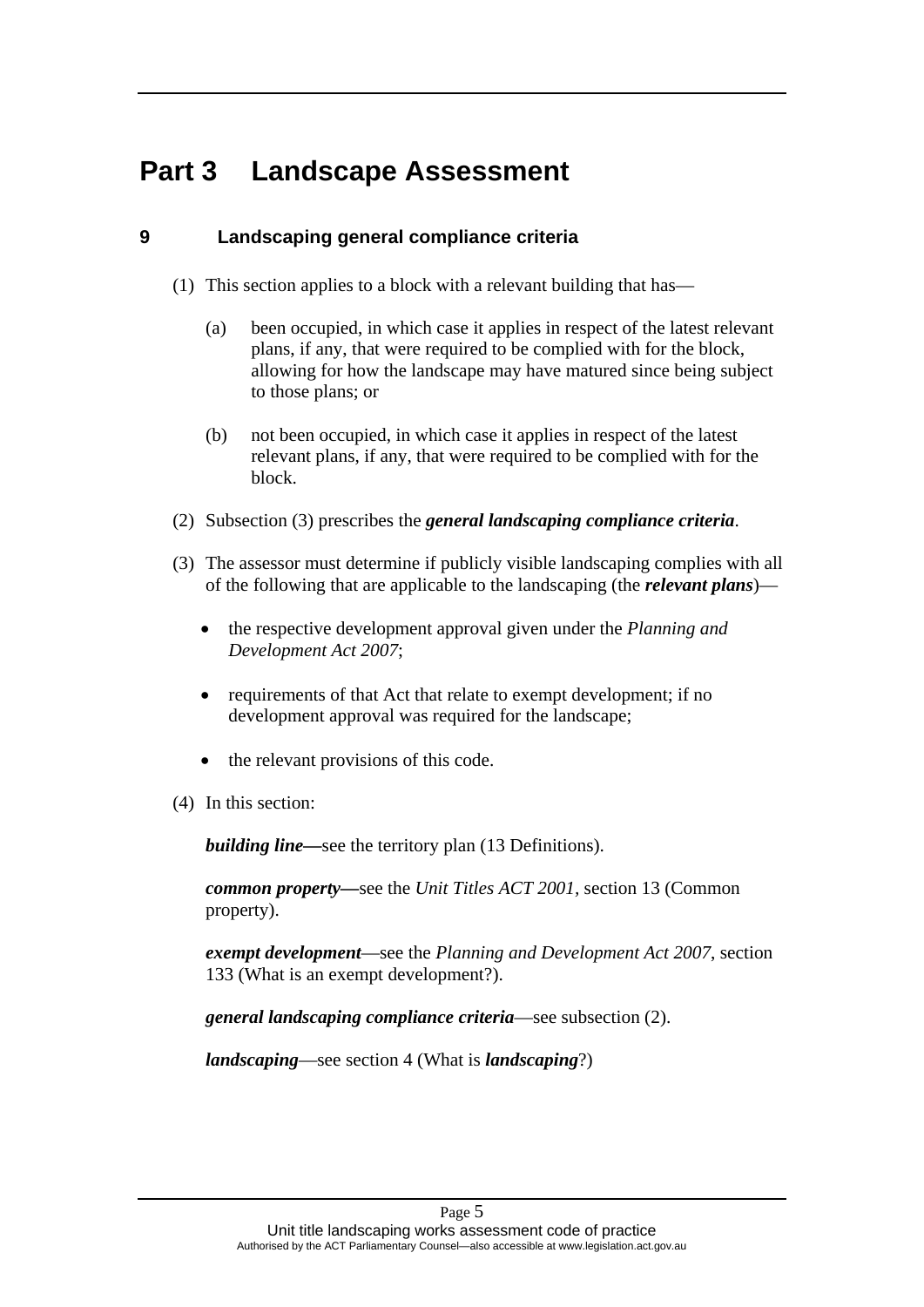# Part 3 Landscape Assessment

## 9 Landscaping general compliance criteria

(1) This section applies to a block with a relevant building that has—

(a) been occupied, in which case it applies in respect of the latest relevant plans, if any, that were required to be complied with for the block, allowing for how the landscape may have matured since being subject to those plans; or

(b) not been occupied, in which case it applies in respect of the latest relevant plans, if any, that were required to be complied with for the block.

(2) Subsection (3) prescribes the ***general landscaping compliance criteria***.

(3) The assessor must determine if publicly visible landscaping complies with all of the following that are applicable to the landscaping (the ***relevant plans***)—

- the respective development approval given under the *Planning and Development Act 2007*;
- requirements of that Act that relate to exempt development; if no development approval was required for the landscape;
- the relevant provisions of this code.

(4) In this section:

***building line—***see the territory plan (13 Definitions).

***common property—***see the *Unit Titles ACT 2001*, section 13 (Common property).

***exempt development***—see the *Planning and Development Act 2007*, section 133 (What is an exempt development?).

***general landscaping compliance criteria***—see subsection (2).

***landscaping***—see section 4 (What is ***landscaping***?)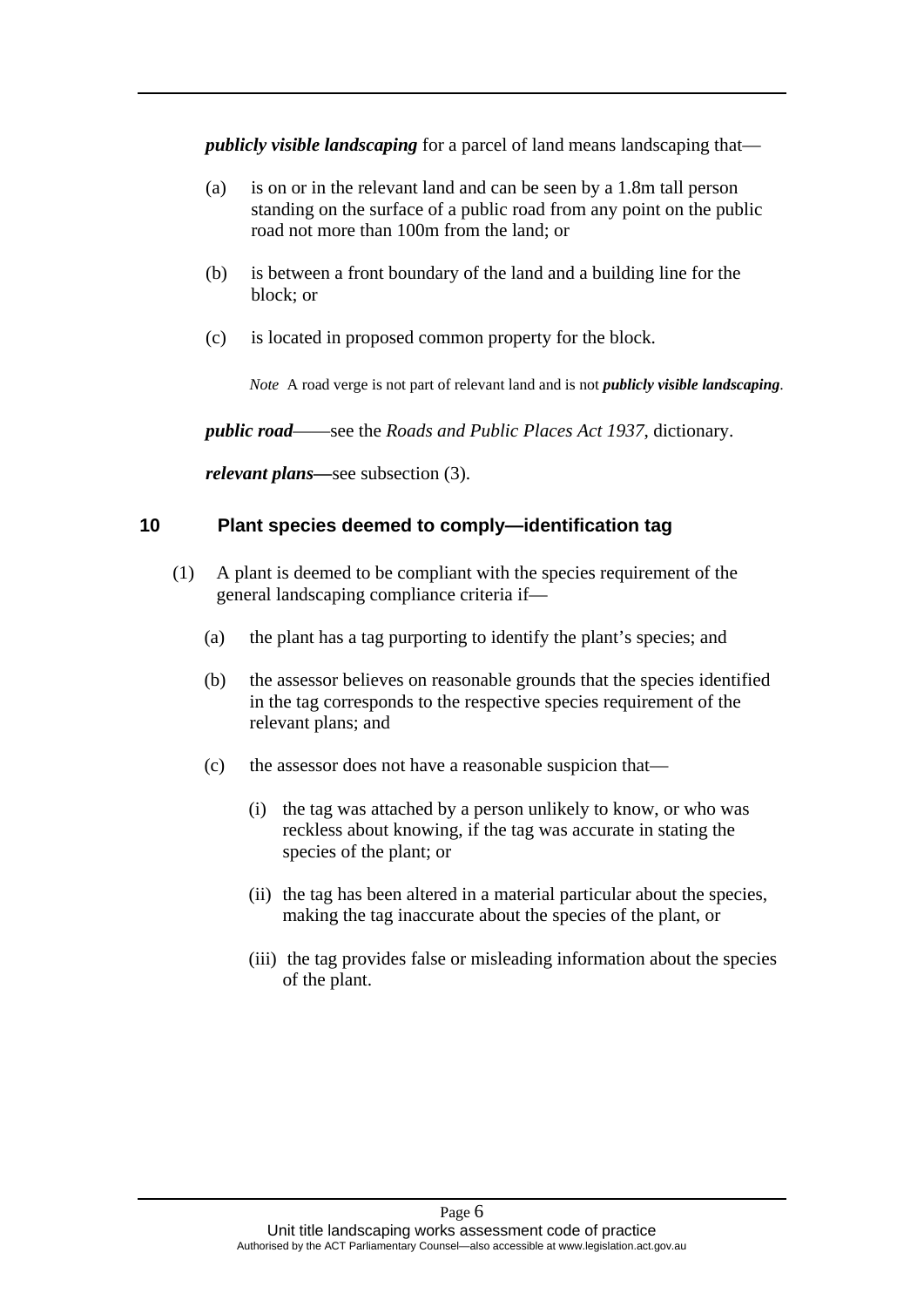***publicly visible landscaping*** for a parcel of land means landscaping that—

(a) is on or in the relevant land and can be seen by a 1.8m tall person standing on the surface of a public road from any point on the public road not more than 100m from the land; or

(b) is between a front boundary of the land and a building line for the block; or

(c) is located in proposed common property for the block.

*Note* A road verge is not part of relevant land and is not ***publicly visible landscaping***.

***public road***——see the *Roads and Public Places Act 1937*, dictionary.

***relevant plans***—see subsection (3).

## 10 Plant species deemed to comply—identification tag

(1) A plant is deemed to be compliant with the species requirement of the general landscaping compliance criteria if—

(a) the plant has a tag purporting to identify the plant's species; and

(b) the assessor believes on reasonable grounds that the species identified in the tag corresponds to the respective species requirement of the relevant plans; and

(c) the assessor does not have a reasonable suspicion that—

(i) the tag was attached by a person unlikely to know, or who was reckless about knowing, if the tag was accurate in stating the species of the plant; or

(ii) the tag has been altered in a material particular about the species, making the tag inaccurate about the species of the plant, or

(iii) the tag provides false or misleading information about the species of the plant.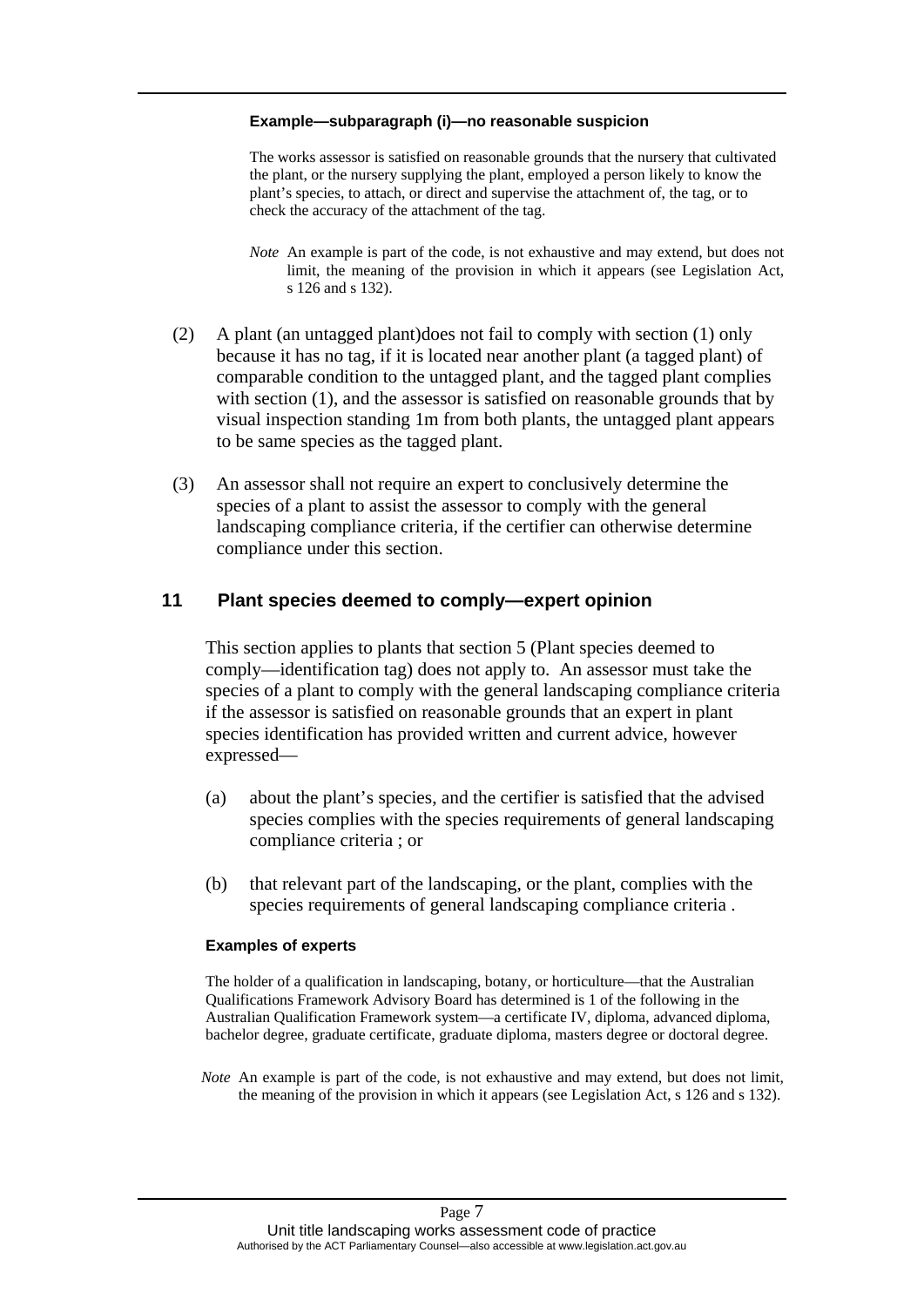**Example—subparagraph (i)—no reasonable suspicion**

The works assessor is satisfied on reasonable grounds that the nursery that cultivated the plant, or the nursery supplying the plant, employed a person likely to know the plant's species, to attach, or direct and supervise the attachment of, the tag, or to check the accuracy of the attachment of the tag.

*Note* An example is part of the code, is not exhaustive and may extend, but does not limit, the meaning of the provision in which it appears (see Legislation Act, s 126 and s 132).

(2) A plant (an untagged plant)does not fail to comply with section (1) only because it has no tag, if it is located near another plant (a tagged plant) of comparable condition to the untagged plant, and the tagged plant complies with section (1), and the assessor is satisfied on reasonable grounds that by visual inspection standing 1m from both plants, the untagged plant appears to be same species as the tagged plant.

(3) An assessor shall not require an expert to conclusively determine the species of a plant to assist the assessor to comply with the general landscaping compliance criteria, if the certifier can otherwise determine compliance under this section.

## 11 Plant species deemed to comply—expert opinion

This section applies to plants that section 5 (Plant species deemed to comply—identification tag) does not apply to. An assessor must take the species of a plant to comply with the general landscaping compliance criteria if the assessor is satisfied on reasonable grounds that an expert in plant species identification has provided written and current advice, however expressed—

(a) about the plant's species, and the certifier is satisfied that the advised species complies with the species requirements of general landscaping compliance criteria ; or

(b) that relevant part of the landscaping, or the plant, complies with the species requirements of general landscaping compliance criteria .

**Examples of experts**

The holder of a qualification in landscaping, botany, or horticulture—that the Australian Qualifications Framework Advisory Board has determined is 1 of the following in the Australian Qualification Framework system—a certificate IV, diploma, advanced diploma, bachelor degree, graduate certificate, graduate diploma, masters degree or doctoral degree.

*Note* An example is part of the code, is not exhaustive and may extend, but does not limit, the meaning of the provision in which it appears (see Legislation Act, s 126 and s 132).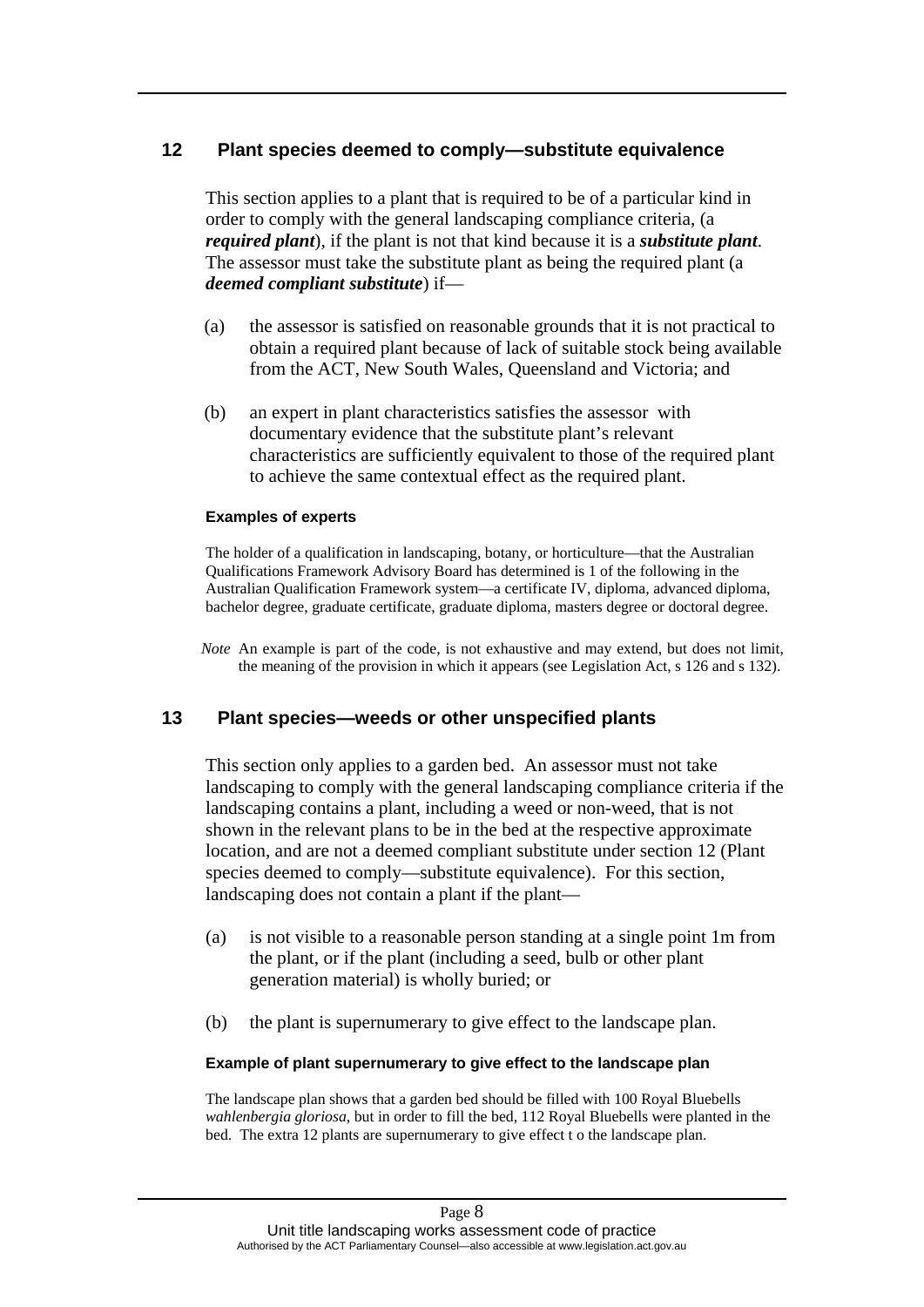## 12 Plant species deemed to comply—substitute equivalence

This section applies to a plant that is required to be of a particular kind in order to comply with the general landscaping compliance criteria, (a ***required plant***), if the plant is not that kind because it is a ***substitute plant***. The assessor must take the substitute plant as being the required plant (a ***deemed compliant substitute***) if—

(a) the assessor is satisfied on reasonable grounds that it is not practical to obtain a required plant because of lack of suitable stock being available from the ACT, New South Wales, Queensland and Victoria; and

(b) an expert in plant characteristics satisfies the assessor with documentary evidence that the substitute plant's relevant characteristics are sufficiently equivalent to those of the required plant to achieve the same contextual effect as the required plant.

**Examples of experts**

The holder of a qualification in landscaping, botany, or horticulture—that the Australian Qualifications Framework Advisory Board has determined is 1 of the following in the Australian Qualification Framework system—a certificate IV, diploma, advanced diploma, bachelor degree, graduate certificate, graduate diploma, masters degree or doctoral degree.

*Note* An example is part of the code, is not exhaustive and may extend, but does not limit, the meaning of the provision in which it appears (see Legislation Act, s 126 and s 132).

## 13 Plant species—weeds or other unspecified plants

This section only applies to a garden bed. An assessor must not take landscaping to comply with the general landscaping compliance criteria if the landscaping contains a plant, including a weed or non-weed, that is not shown in the relevant plans to be in the bed at the respective approximate location, and are not a deemed compliant substitute under section 12 (Plant species deemed to comply—substitute equivalence). For this section, landscaping does not contain a plant if the plant—

(a) is not visible to a reasonable person standing at a single point 1m from the plant, or if the plant (including a seed, bulb or other plant generation material) is wholly buried; or

(b) the plant is supernumerary to give effect to the landscape plan.

**Example of plant supernumerary to give effect to the landscape plan**

The landscape plan shows that a garden bed should be filled with 100 Royal Bluebells *wahlenbergia gloriosa*, but in order to fill the bed, 112 Royal Bluebells were planted in the bed. The extra 12 plants are supernumerary to give effect t o the landscape plan.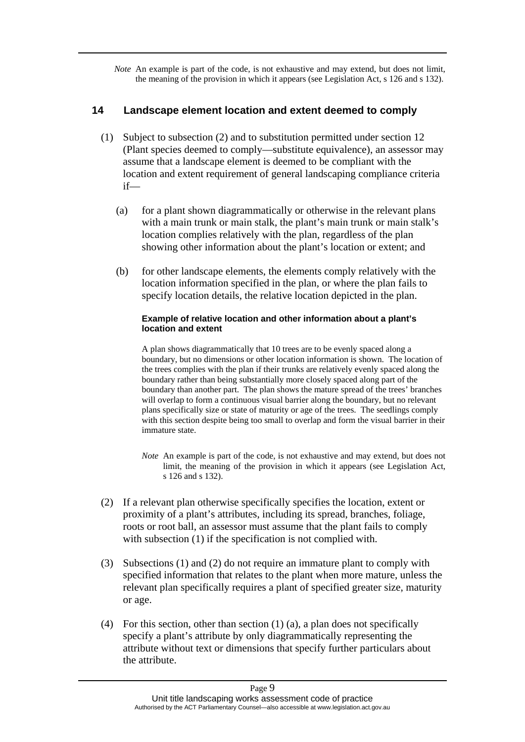*Note* An example is part of the code, is not exhaustive and may extend, but does not limit, the meaning of the provision in which it appears (see Legislation Act, s 126 and s 132).

## 14 Landscape element location and extent deemed to comply

(1) Subject to subsection (2) and to substitution permitted under section 12 (Plant species deemed to comply—substitute equivalence), an assessor may assume that a landscape element is deemed to be compliant with the location and extent requirement of general landscaping compliance criteria if—

(a) for a plant shown diagrammatically or otherwise in the relevant plans with a main trunk or main stalk, the plant's main trunk or main stalk's location complies relatively with the plan, regardless of the plan showing other information about the plant's location or extent; and

(b) for other landscape elements, the elements comply relatively with the location information specified in the plan, or where the plan fails to specify location details, the relative location depicted in the plan.

**Example of relative location and other information about a plant's location and extent**

A plan shows diagrammatically that 10 trees are to be evenly spaced along a boundary, but no dimensions or other location information is shown. The location of the trees complies with the plan if their trunks are relatively evenly spaced along the boundary rather than being substantially more closely spaced along part of the boundary than another part. The plan shows the mature spread of the trees' branches will overlap to form a continuous visual barrier along the boundary, but no relevant plans specifically size or state of maturity or age of the trees. The seedlings comply with this section despite being too small to overlap and form the visual barrier in their immature state.

*Note* An example is part of the code, is not exhaustive and may extend, but does not limit, the meaning of the provision in which it appears (see Legislation Act, s 126 and s 132).

(2) If a relevant plan otherwise specifically specifies the location, extent or proximity of a plant's attributes, including its spread, branches, foliage, roots or root ball, an assessor must assume that the plant fails to comply with subsection (1) if the specification is not complied with.

(3) Subsections (1) and (2) do not require an immature plant to comply with specified information that relates to the plant when more mature, unless the relevant plan specifically requires a plant of specified greater size, maturity or age.

(4) For this section, other than section (1) (a), a plan does not specifically specify a plant's attribute by only diagrammatically representing the attribute without text or dimensions that specify further particulars about the attribute.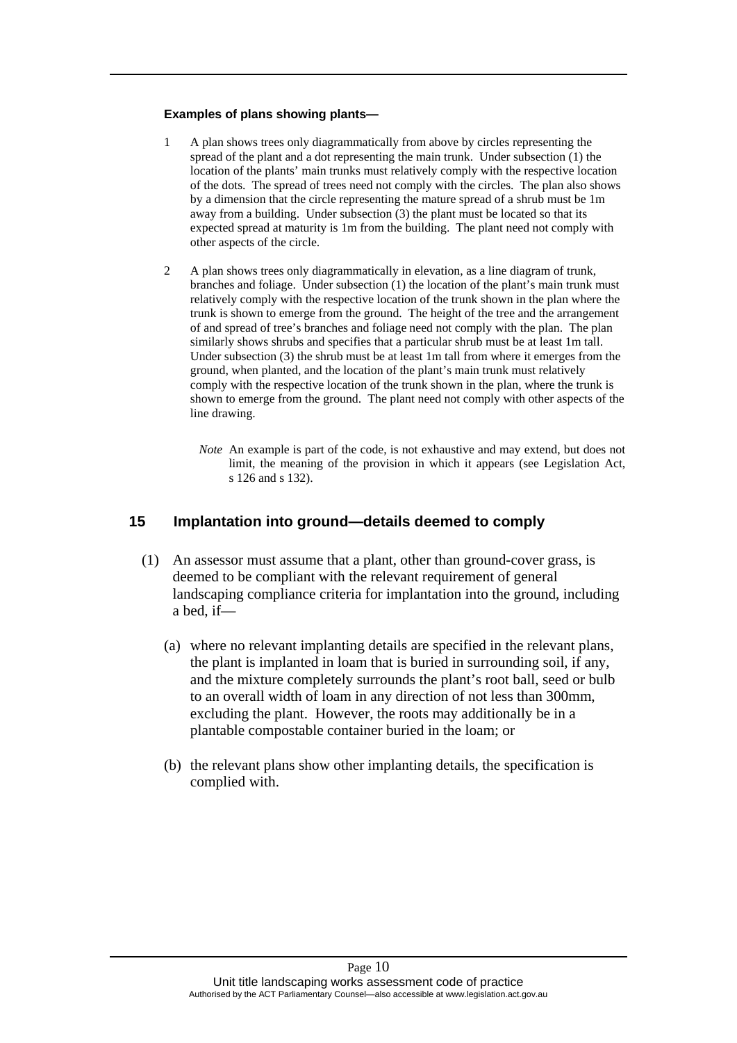**Examples of plans showing plants—**

1 A plan shows trees only diagrammatically from above by circles representing the spread of the plant and a dot representing the main trunk. Under subsection (1) the location of the plants' main trunks must relatively comply with the respective location of the dots. The spread of trees need not comply with the circles. The plan also shows by a dimension that the circle representing the mature spread of a shrub must be 1m away from a building. Under subsection (3) the plant must be located so that its expected spread at maturity is 1m from the building. The plant need not comply with other aspects of the circle.

2 A plan shows trees only diagrammatically in elevation, as a line diagram of trunk, branches and foliage. Under subsection (1) the location of the plant's main trunk must relatively comply with the respective location of the trunk shown in the plan where the trunk is shown to emerge from the ground. The height of the tree and the arrangement of and spread of tree's branches and foliage need not comply with the plan. The plan similarly shows shrubs and specifies that a particular shrub must be at least 1m tall. Under subsection (3) the shrub must be at least 1m tall from where it emerges from the ground, when planted, and the location of the plant's main trunk must relatively comply with the respective location of the trunk shown in the plan, where the trunk is shown to emerge from the ground. The plant need not comply with other aspects of the line drawing.

*Note* An example is part of the code, is not exhaustive and may extend, but does not limit, the meaning of the provision in which it appears (see Legislation Act, s 126 and s 132).

## 15 Implantation into ground—details deemed to comply

(1) An assessor must assume that a plant, other than ground-cover grass, is deemed to be compliant with the relevant requirement of general landscaping compliance criteria for implantation into the ground, including a bed, if—

(a) where no relevant implanting details are specified in the relevant plans, the plant is implanted in loam that is buried in surrounding soil, if any, and the mixture completely surrounds the plant's root ball, seed or bulb to an overall width of loam in any direction of not less than 300mm, excluding the plant. However, the roots may additionally be in a plantable compostable container buried in the loam; or

(b) the relevant plans show other implanting details, the specification is complied with.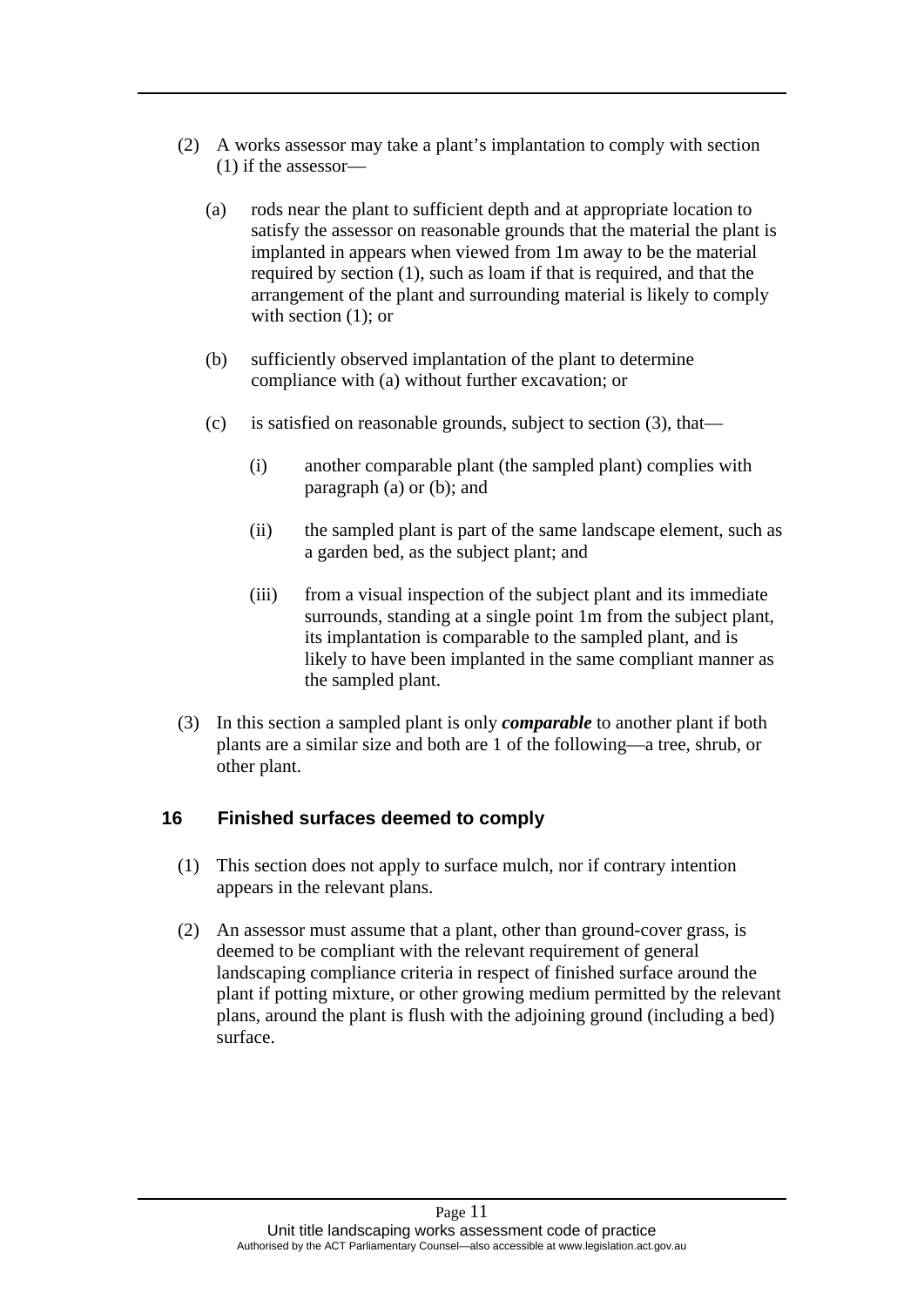(2) A works assessor may take a plant's implantation to comply with section (1) if the assessor—

  (a) rods near the plant to sufficient depth and at appropriate location to satisfy the assessor on reasonable grounds that the material the plant is implanted in appears when viewed from 1m away to be the material required by section (1), such as loam if that is required, and that the arrangement of the plant and surrounding material is likely to comply with section (1); or

  (b) sufficiently observed implantation of the plant to determine compliance with (a) without further excavation; or

  (c) is satisfied on reasonable grounds, subject to section (3), that—

    (i) another comparable plant (the sampled plant) complies with paragraph (a) or (b); and

    (ii) the sampled plant is part of the same landscape element, such as a garden bed, as the subject plant; and

    (iii) from a visual inspection of the subject plant and its immediate surrounds, standing at a single point 1m from the subject plant, its implantation is comparable to the sampled plant, and is likely to have been implanted in the same compliant manner as the sampled plant.

(3) In this section a sampled plant is only ***comparable*** to another plant if both plants are a similar size and both are 1 of the following—a tree, shrub, or other plant.

## 16 Finished surfaces deemed to comply

(1) This section does not apply to surface mulch, nor if contrary intention appears in the relevant plans.

(2) An assessor must assume that a plant, other than ground-cover grass, is deemed to be compliant with the relevant requirement of general landscaping compliance criteria in respect of finished surface around the plant if potting mixture, or other growing medium permitted by the relevant plans, around the plant is flush with the adjoining ground (including a bed) surface.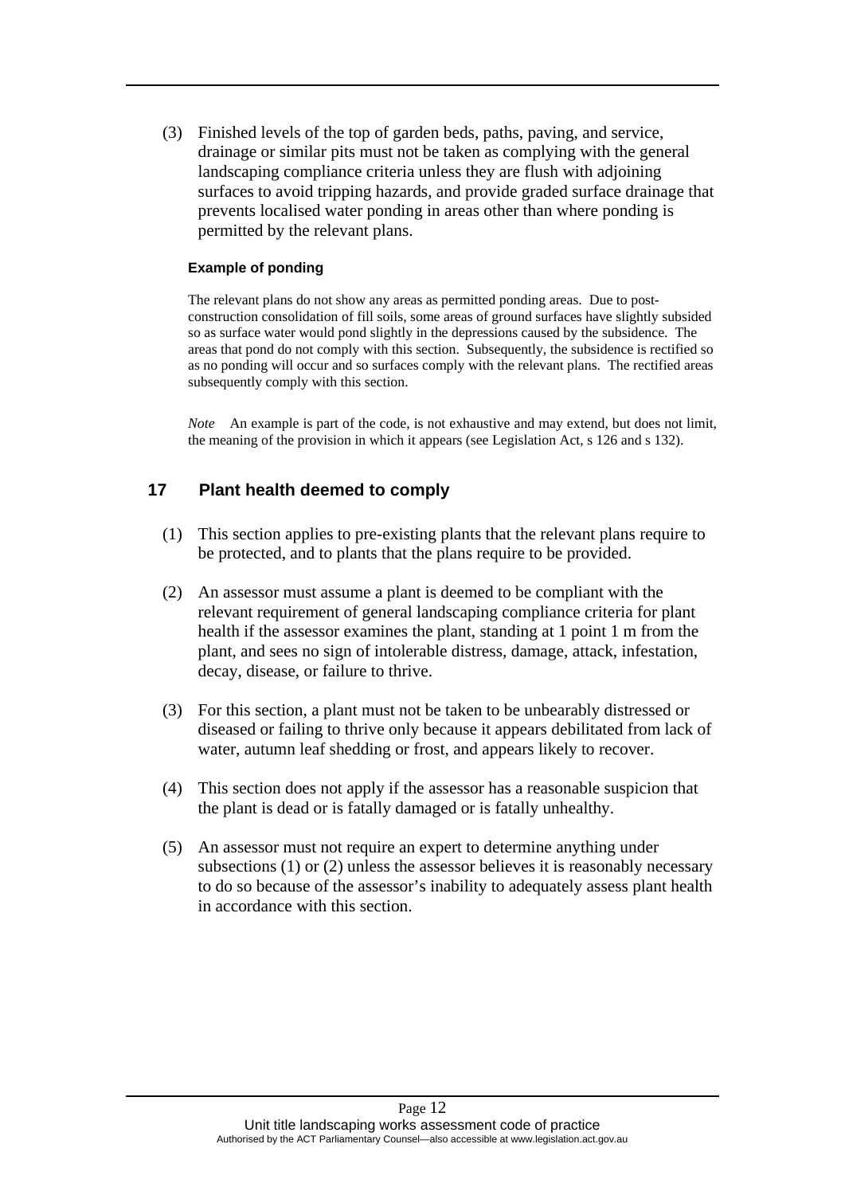(3) Finished levels of the top of garden beds, paths, paving, and service, drainage or similar pits must not be taken as complying with the general landscaping compliance criteria unless they are flush with adjoining surfaces to avoid tripping hazards, and provide graded surface drainage that prevents localised water ponding in areas other than where ponding is permitted by the relevant plans.

**Example of ponding**

The relevant plans do not show any areas as permitted ponding areas. Due to post-construction consolidation of fill soils, some areas of ground surfaces have slightly subsided so as surface water would pond slightly in the depressions caused by the subsidence. The areas that pond do not comply with this section. Subsequently, the subsidence is rectified so as no ponding will occur and so surfaces comply with the relevant plans. The rectified areas subsequently comply with this section.

*Note* An example is part of the code, is not exhaustive and may extend, but does not limit, the meaning of the provision in which it appears (see Legislation Act, s 126 and s 132).

## 17 Plant health deemed to comply

(1) This section applies to pre-existing plants that the relevant plans require to be protected, and to plants that the plans require to be provided.

(2) An assessor must assume a plant is deemed to be compliant with the relevant requirement of general landscaping compliance criteria for plant health if the assessor examines the plant, standing at 1 point 1 m from the plant, and sees no sign of intolerable distress, damage, attack, infestation, decay, disease, or failure to thrive.

(3) For this section, a plant must not be taken to be unbearably distressed or diseased or failing to thrive only because it appears debilitated from lack of water, autumn leaf shedding or frost, and appears likely to recover.

(4) This section does not apply if the assessor has a reasonable suspicion that the plant is dead or is fatally damaged or is fatally unhealthy.

(5) An assessor must not require an expert to determine anything under subsections (1) or (2) unless the assessor believes it is reasonably necessary to do so because of the assessor's inability to adequately assess plant health in accordance with this section.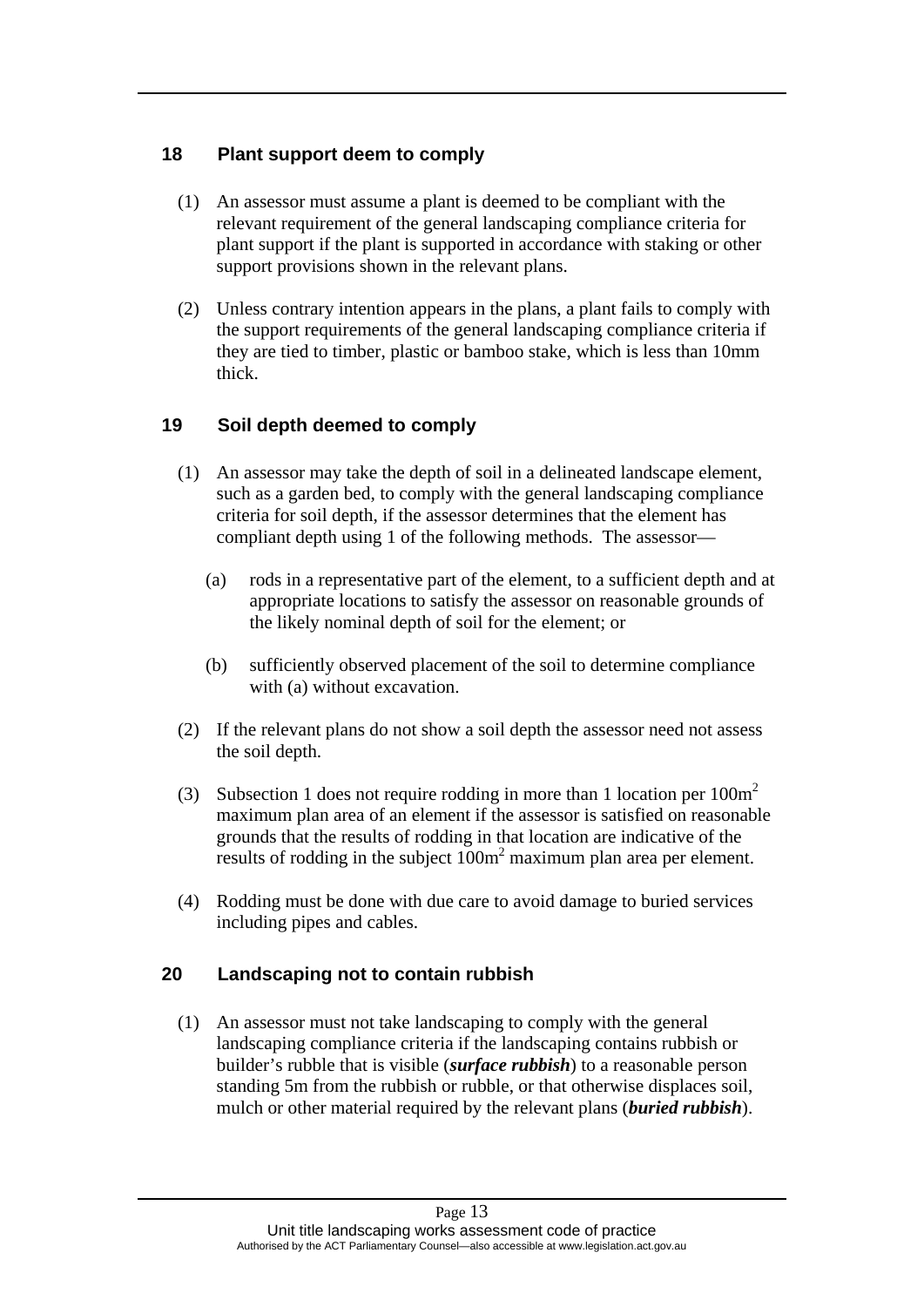## 18 Plant support deem to comply

(1) An assessor must assume a plant is deemed to be compliant with the relevant requirement of the general landscaping compliance criteria for plant support if the plant is supported in accordance with staking or other support provisions shown in the relevant plans.

(2) Unless contrary intention appears in the plans, a plant fails to comply with the support requirements of the general landscaping compliance criteria if they are tied to timber, plastic or bamboo stake, which is less than 10mm thick.

## 19 Soil depth deemed to comply

(1) An assessor may take the depth of soil in a delineated landscape element, such as a garden bed, to comply with the general landscaping compliance criteria for soil depth, if the assessor determines that the element has compliant depth using 1 of the following methods. The assessor—

(a) rods in a representative part of the element, to a sufficient depth and at appropriate locations to satisfy the assessor on reasonable grounds of the likely nominal depth of soil for the element; or

(b) sufficiently observed placement of the soil to determine compliance with (a) without excavation.

(2) If the relevant plans do not show a soil depth the assessor need not assess the soil depth.

(3) Subsection 1 does not require rodding in more than 1 location per $100m^2$ maximum plan area of an element if the assessor is satisfied on reasonable grounds that the results of rodding in that location are indicative of the results of rodding in the subject $100m^2$ maximum plan area per element.

(4) Rodding must be done with due care to avoid damage to buried services including pipes and cables.

## 20 Landscaping not to contain rubbish

(1) An assessor must not take landscaping to comply with the general landscaping compliance criteria if the landscaping contains rubbish or builder's rubble that is visible (***surface rubbish***) to a reasonable person standing 5m from the rubbish or rubble, or that otherwise displaces soil, mulch or other material required by the relevant plans (***buried rubbish***).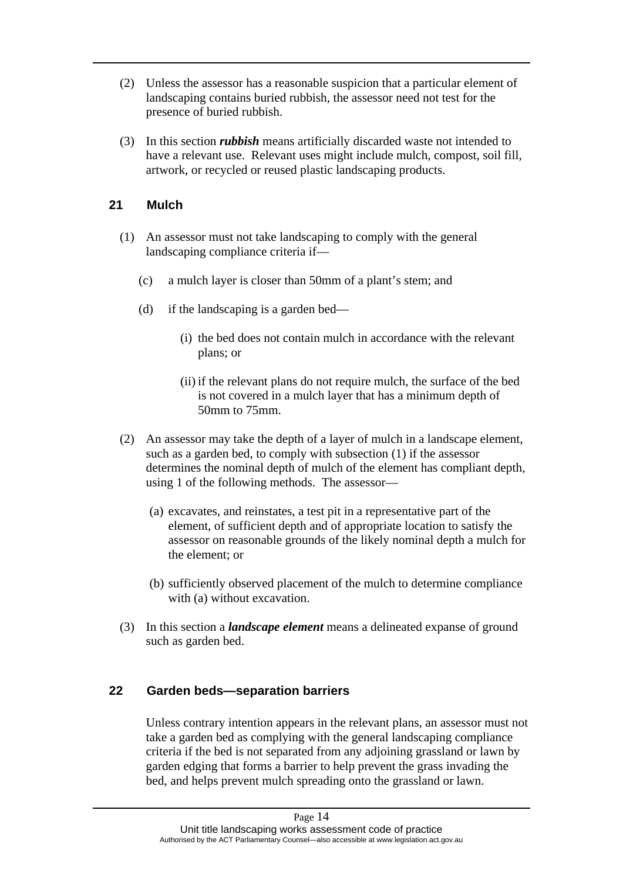(2) Unless the assessor has a reasonable suspicion that a particular element of landscaping contains buried rubbish, the assessor need not test for the presence of buried rubbish.

(3) In this section ***rubbish*** means artificially discarded waste not intended to have a relevant use. Relevant uses might include mulch, compost, soil fill, artwork, or recycled or reused plastic landscaping products.

## 21 Mulch

(1) An assessor must not take landscaping to comply with the general landscaping compliance criteria if—

- (c) a mulch layer is closer than 50mm of a plant's stem; and
- (d) if the landscaping is a garden bed—
  - (i) the bed does not contain mulch in accordance with the relevant plans; or
  - (ii) if the relevant plans do not require mulch, the surface of the bed is not covered in a mulch layer that has a minimum depth of 50mm to 75mm.

(2) An assessor may take the depth of a layer of mulch in a landscape element, such as a garden bed, to comply with subsection (1) if the assessor determines the nominal depth of mulch of the element has compliant depth, using 1 of the following methods. The assessor—

- (a) excavates, and reinstates, a test pit in a representative part of the element, of sufficient depth and of appropriate location to satisfy the assessor on reasonable grounds of the likely nominal depth a mulch for the element; or
- (b) sufficiently observed placement of the mulch to determine compliance with (a) without excavation.

(3) In this section a ***landscape element*** means a delineated expanse of ground such as garden bed.

## 22 Garden beds—separation barriers

Unless contrary intention appears in the relevant plans, an assessor must not take a garden bed as complying with the general landscaping compliance criteria if the bed is not separated from any adjoining grassland or lawn by garden edging that forms a barrier to help prevent the grass invading the bed, and helps prevent mulch spreading onto the grassland or lawn.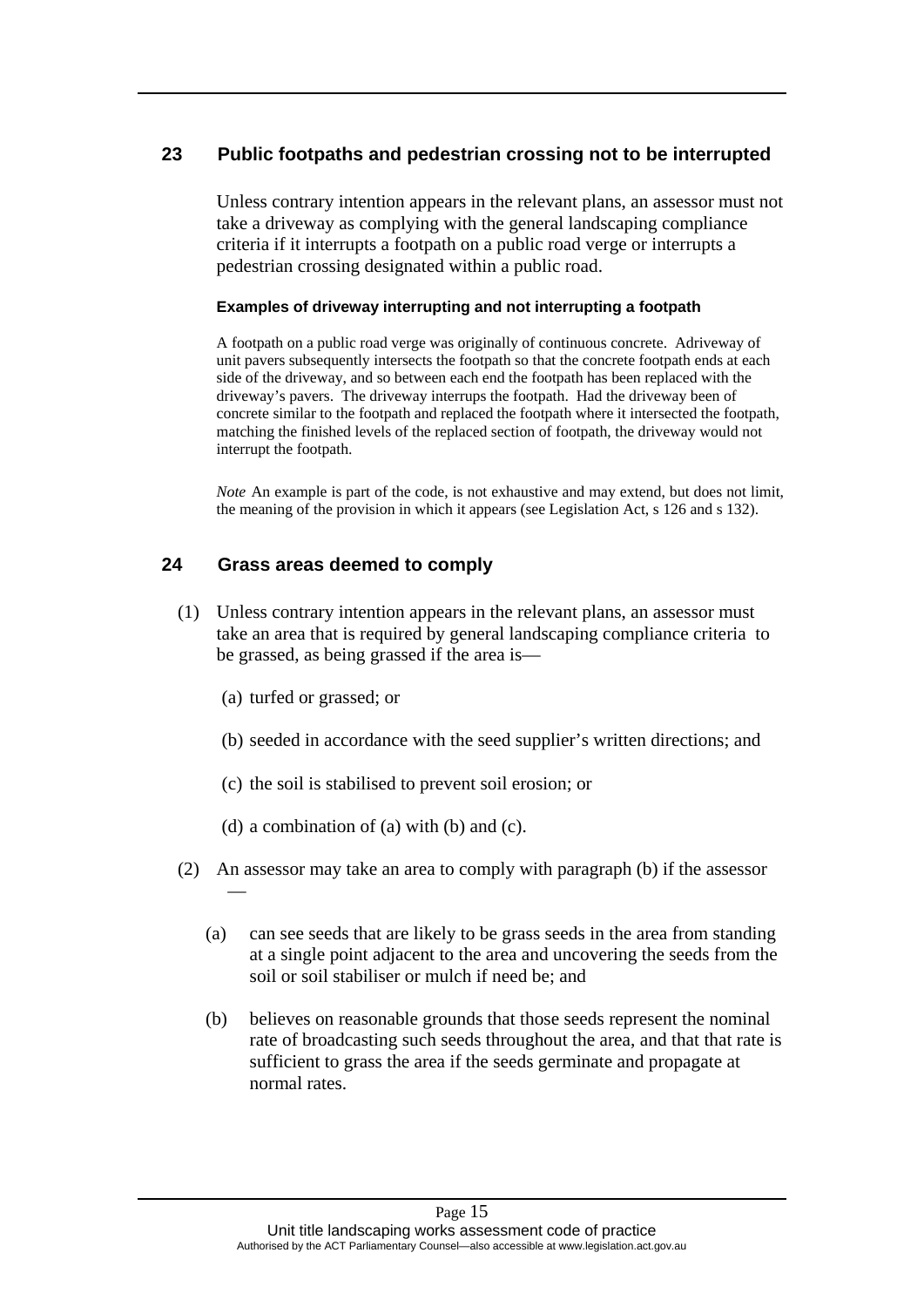## 23 Public footpaths and pedestrian crossing not to be interrupted

Unless contrary intention appears in the relevant plans, an assessor must not take a driveway as complying with the general landscaping compliance criteria if it interrupts a footpath on a public road verge or interrupts a pedestrian crossing designated within a public road.

#### Examples of driveway interrupting and not interrupting a footpath

A footpath on a public road verge was originally of continuous concrete. Adriveway of unit pavers subsequently intersects the footpath so that the concrete footpath ends at each side of the driveway, and so between each end the footpath has been replaced with the driveway's pavers. The driveway interrups the footpath. Had the driveway been of concrete similar to the footpath and replaced the footpath where it intersected the footpath, matching the finished levels of the replaced section of footpath, the driveway would not interrupt the footpath.

*Note* An example is part of the code, is not exhaustive and may extend, but does not limit, the meaning of the provision in which it appears (see Legislation Act, s 126 and s 132).

## 24 Grass areas deemed to comply

(1) Unless contrary intention appears in the relevant plans, an assessor must take an area that is required by general landscaping compliance criteria to be grassed, as being grassed if the area is—

  (a) turfed or grassed; or

  (b) seeded in accordance with the seed supplier's written directions; and

  (c) the soil is stabilised to prevent soil erosion; or

  (d) a combination of (a) with (b) and (c).

(2) An assessor may take an area to comply with paragraph (b) if the assessor —

  (a) can see seeds that are likely to be grass seeds in the area from standing at a single point adjacent to the area and uncovering the seeds from the soil or soil stabiliser or mulch if need be; and

  (b) believes on reasonable grounds that those seeds represent the nominal rate of broadcasting such seeds throughout the area, and that that rate is sufficient to grass the area if the seeds germinate and propagate at normal rates.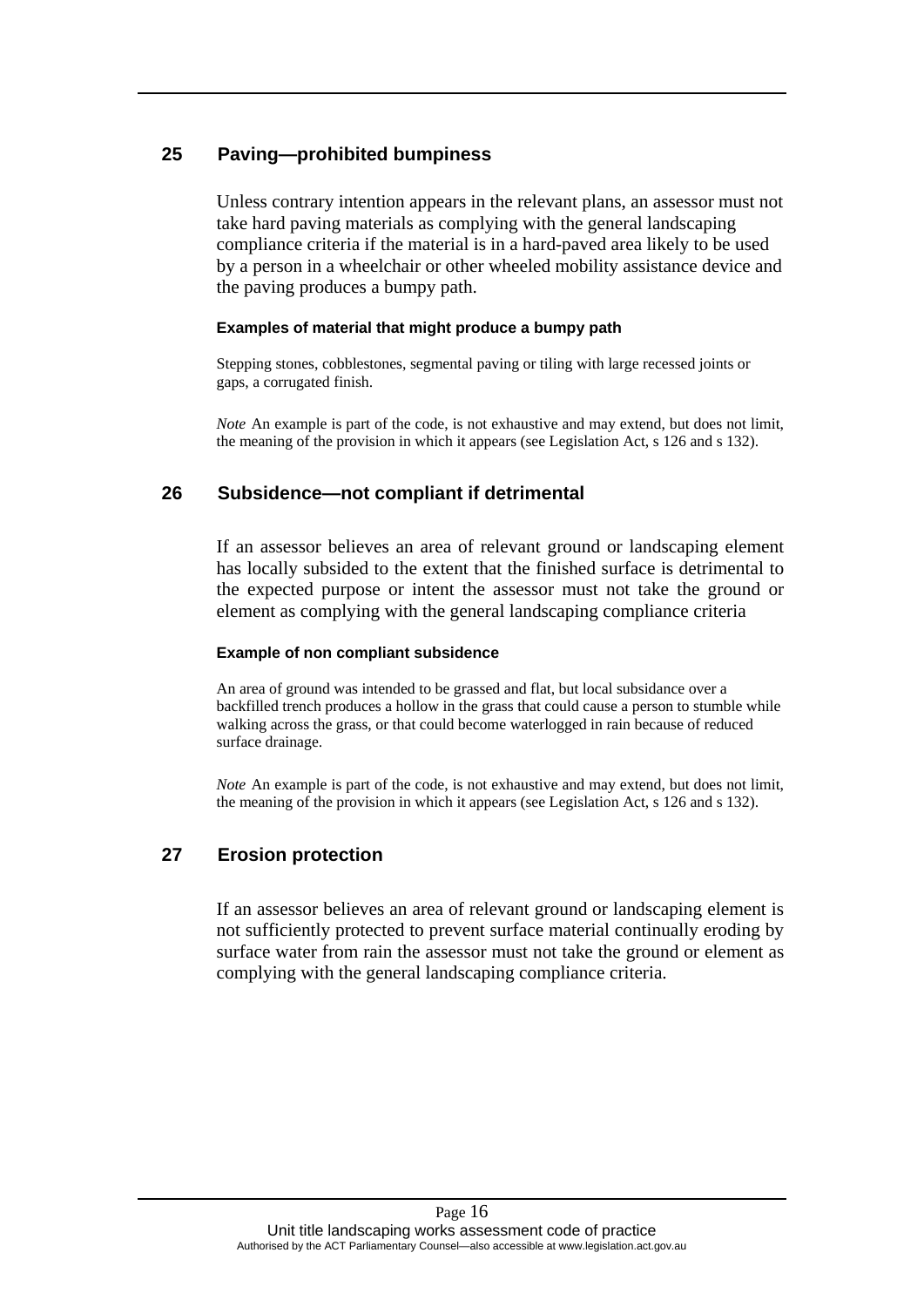## 25 Paving—prohibited bumpiness

Unless contrary intention appears in the relevant plans, an assessor must not take hard paving materials as complying with the general landscaping compliance criteria if the material is in a hard-paved area likely to be used by a person in a wheelchair or other wheeled mobility assistance device and the paving produces a bumpy path.

#### Examples of material that might produce a bumpy path

Stepping stones, cobblestones, segmental paving or tiling with large recessed joints or gaps, a corrugated finish.

*Note* An example is part of the code, is not exhaustive and may extend, but does not limit, the meaning of the provision in which it appears (see Legislation Act, s 126 and s 132).

## 26 Subsidence—not compliant if detrimental

If an assessor believes an area of relevant ground or landscaping element has locally subsided to the extent that the finished surface is detrimental to the expected purpose or intent the assessor must not take the ground or element as complying with the general landscaping compliance criteria

#### Example of non compliant subsidence

An area of ground was intended to be grassed and flat, but local subsidance over a backfilled trench produces a hollow in the grass that could cause a person to stumble while walking across the grass, or that could become waterlogged in rain because of reduced surface drainage.

*Note* An example is part of the code, is not exhaustive and may extend, but does not limit, the meaning of the provision in which it appears (see Legislation Act, s 126 and s 132).

## 27 Erosion protection

If an assessor believes an area of relevant ground or landscaping element is not sufficiently protected to prevent surface material continually eroding by surface water from rain the assessor must not take the ground or element as complying with the general landscaping compliance criteria.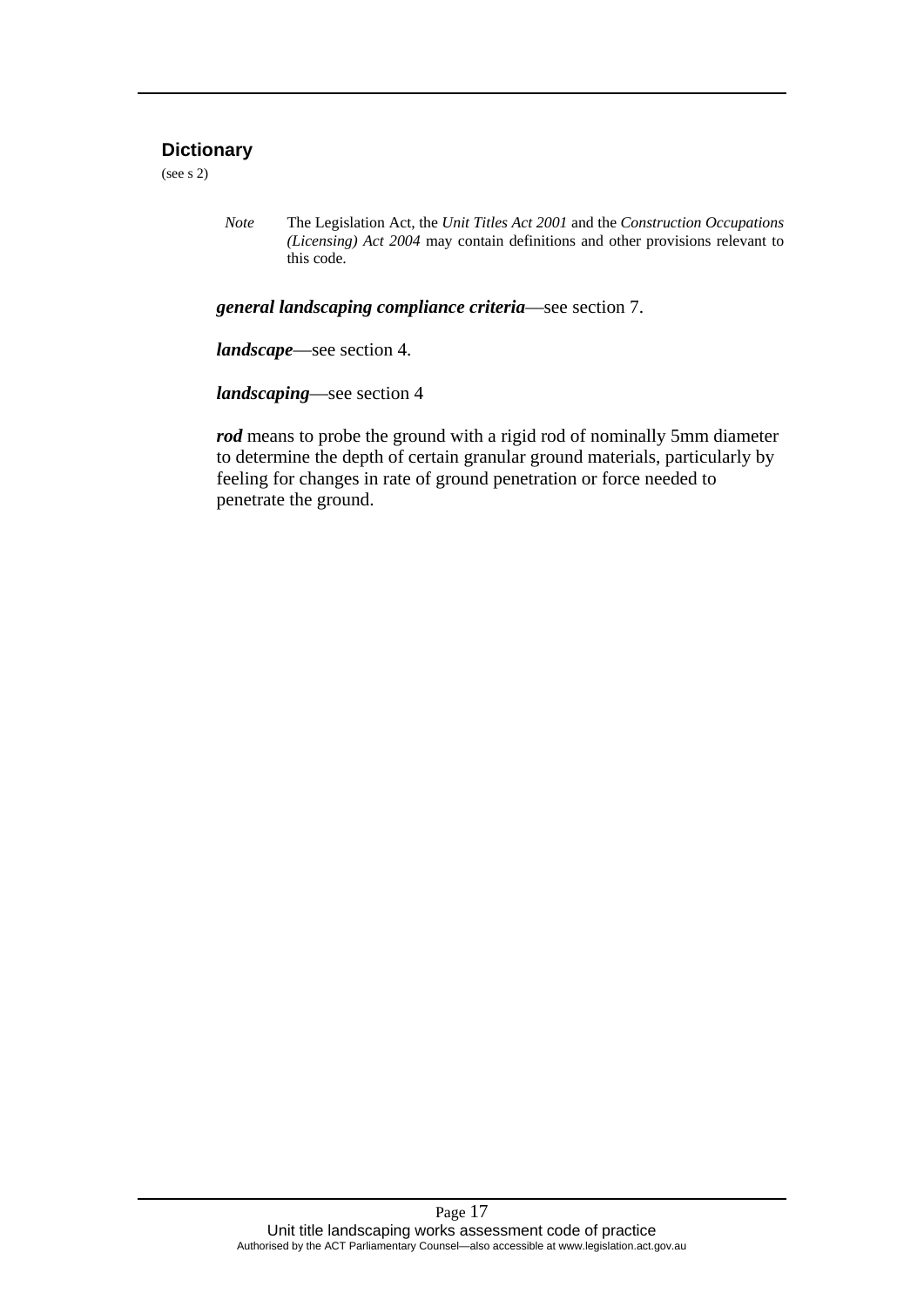## Dictionary

(see s 2)

*Note* The Legislation Act, the *Unit Titles Act 2001* and the *Construction Occupations (Licensing) Act 2004* may contain definitions and other provisions relevant to this code.

***general landscaping compliance criteria***—see section 7.

***landscape***—see section 4.

***landscaping***—see section 4

***rod*** means to probe the ground with a rigid rod of nominally 5mm diameter to determine the depth of certain granular ground materials, particularly by feeling for changes in rate of ground penetration or force needed to penetrate the ground.